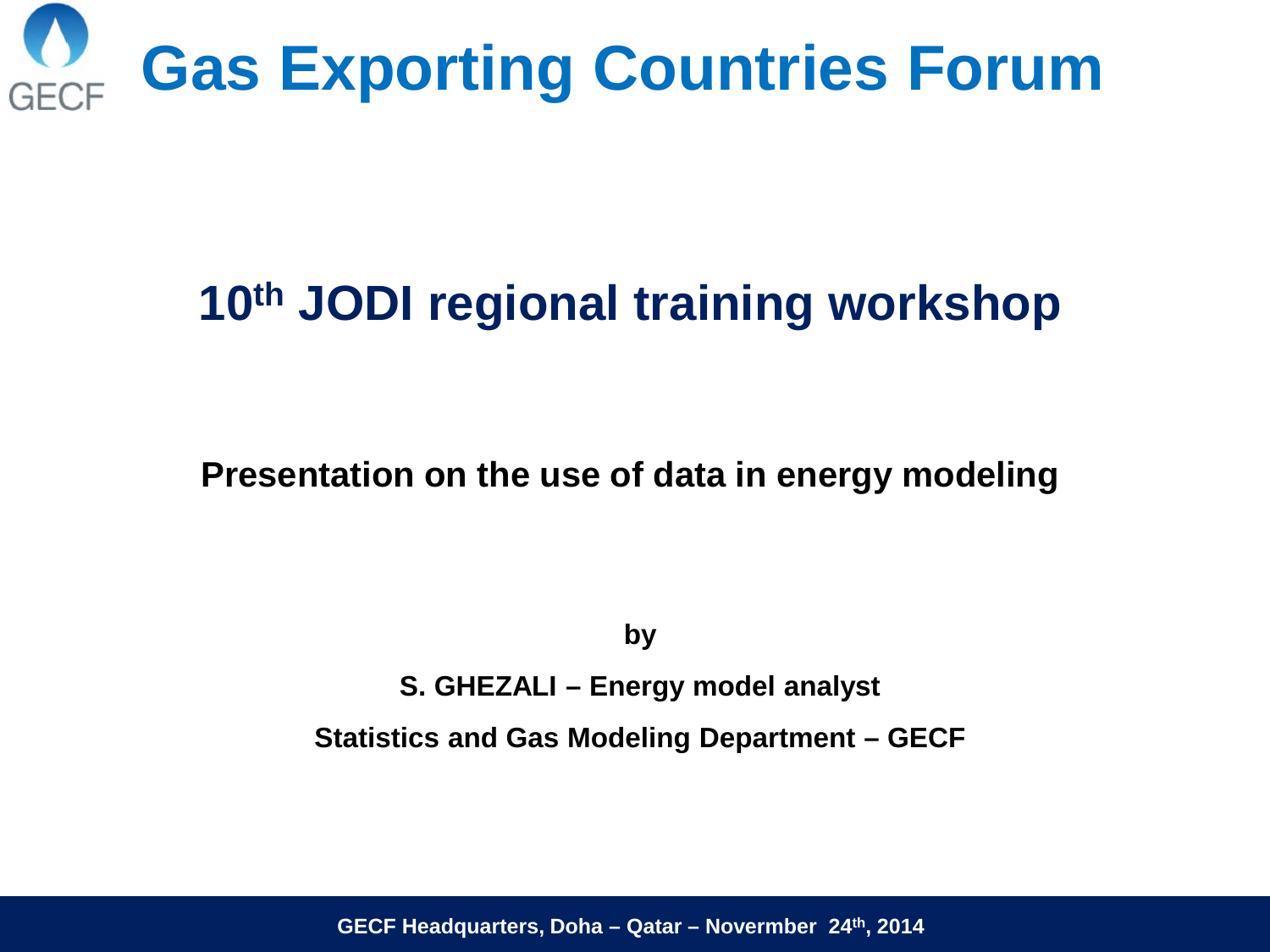# Gas Exporting Countries Forum

## 10th JODI regional training workshop

**Presentation on the use of data in energy modeling**

**by**

**S. GHEZALI – Energy model analyst**

**Statistics and Gas Modeling Department – GECF**

**GECF Headquarters, Doha – Qatar – Novermber 24th, 2014**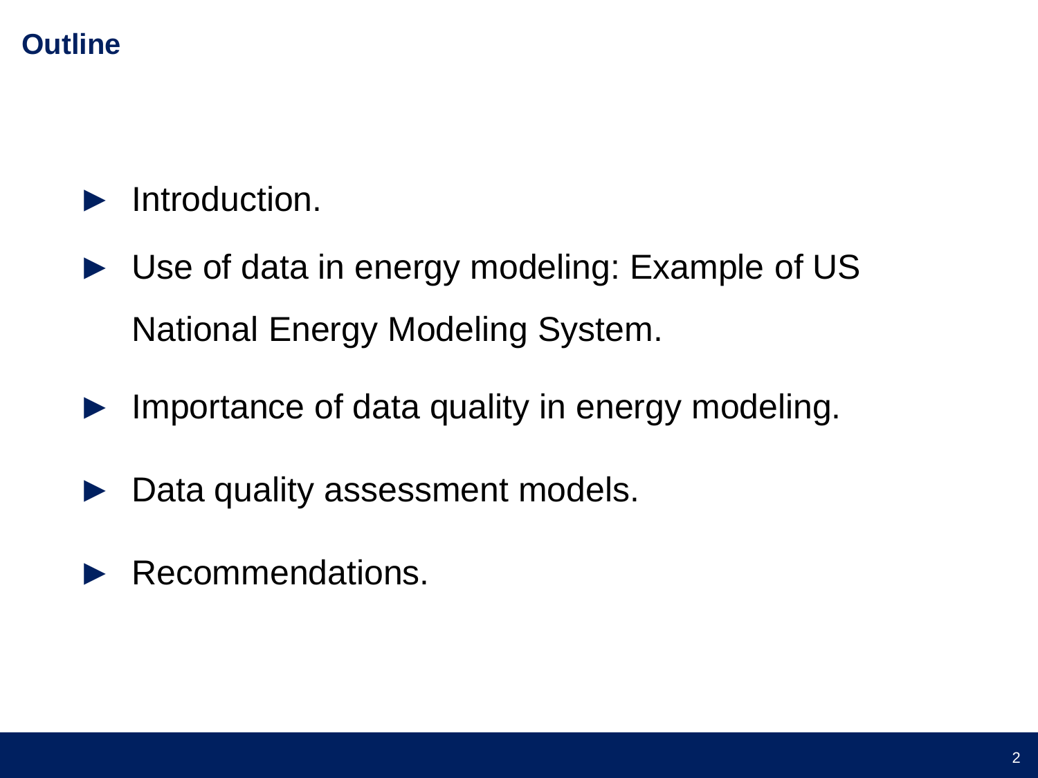## Outline

- Introduction.
- Use of data in energy modeling: Example of US National Energy Modeling System.
- Importance of data quality in energy modeling.
- Data quality assessment models.
- Recommendations.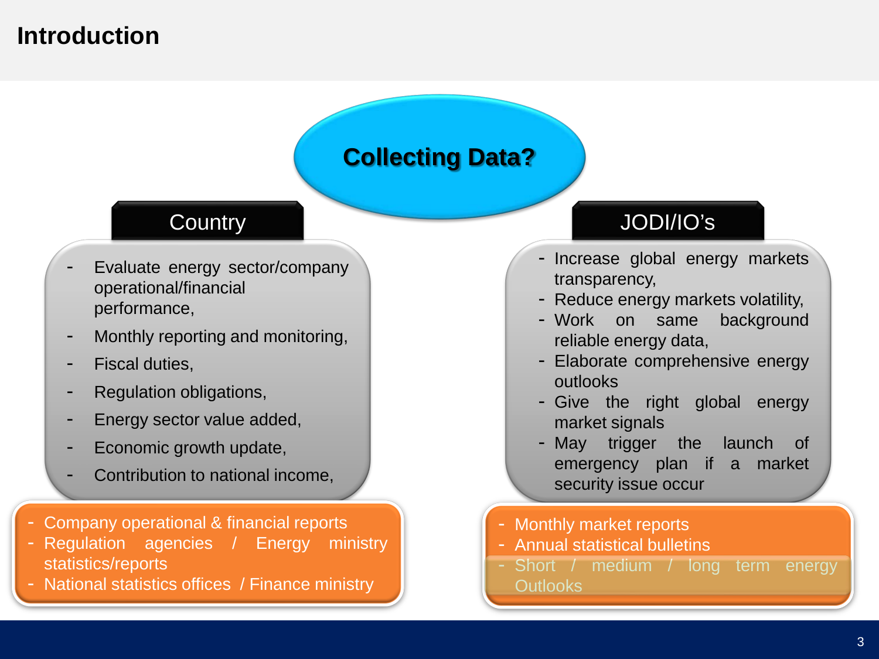# Introduction

## Collecting Data?

### Country

- Evaluate energy sector/company operational/financial performance,
- Monthly reporting and monitoring,
- Fiscal duties,
- Regulation obligations,
- Energy sector value added,
- Economic growth update,
- Contribution to national income,

Sources:

- Company operational & financial reports
- Regulation agencies / Energy ministry statistics/reports
- National statistics offices / Finance ministry

### JODI/IO's

- Increase global energy markets transparency,
- Reduce energy markets volatility,
- Work on same background reliable energy data,
- Elaborate comprehensive energy outlooks
- Give the right global energy market signals
- May trigger the launch of emergency plan if a market security issue occur

Sources:

- Monthly market reports
- Annual statistical bulletins
- Short / medium / long term energy Outlooks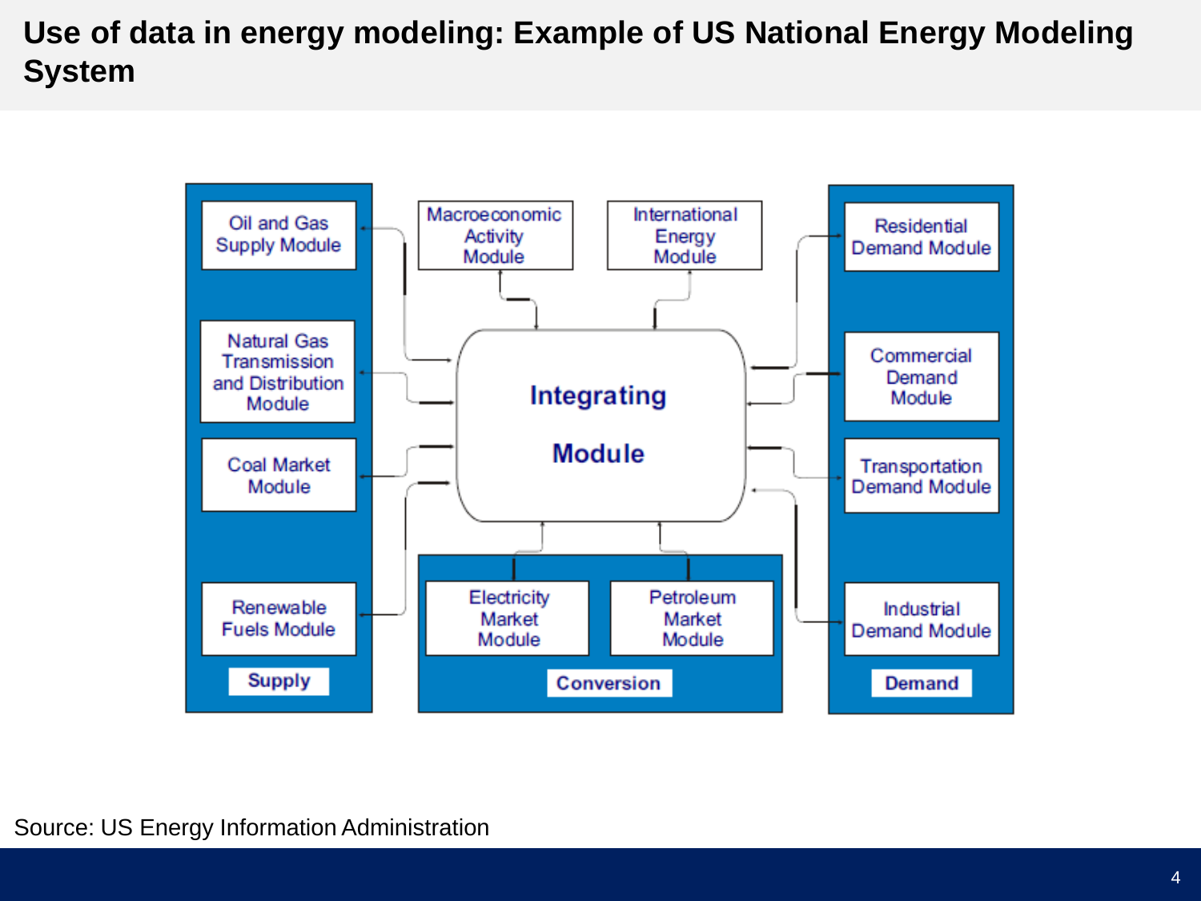# Use of data in energy modeling: Example of US National Energy Modeling System

**Supply**
- Oil and Gas Supply Module
- Natural Gas Transmission and Distribution Module
- Coal Market Module
- Renewable Fuels Module

Macroeconomic Activity Module

International Energy Module

**Integrating Module**

**Conversion**
- Electricity Market Module
- Petroleum Market Module

**Demand**
- Residential Demand Module
- Commercial Demand Module
- Transportation Demand Module
- Industrial Demand Module

Source: US Energy Information Administration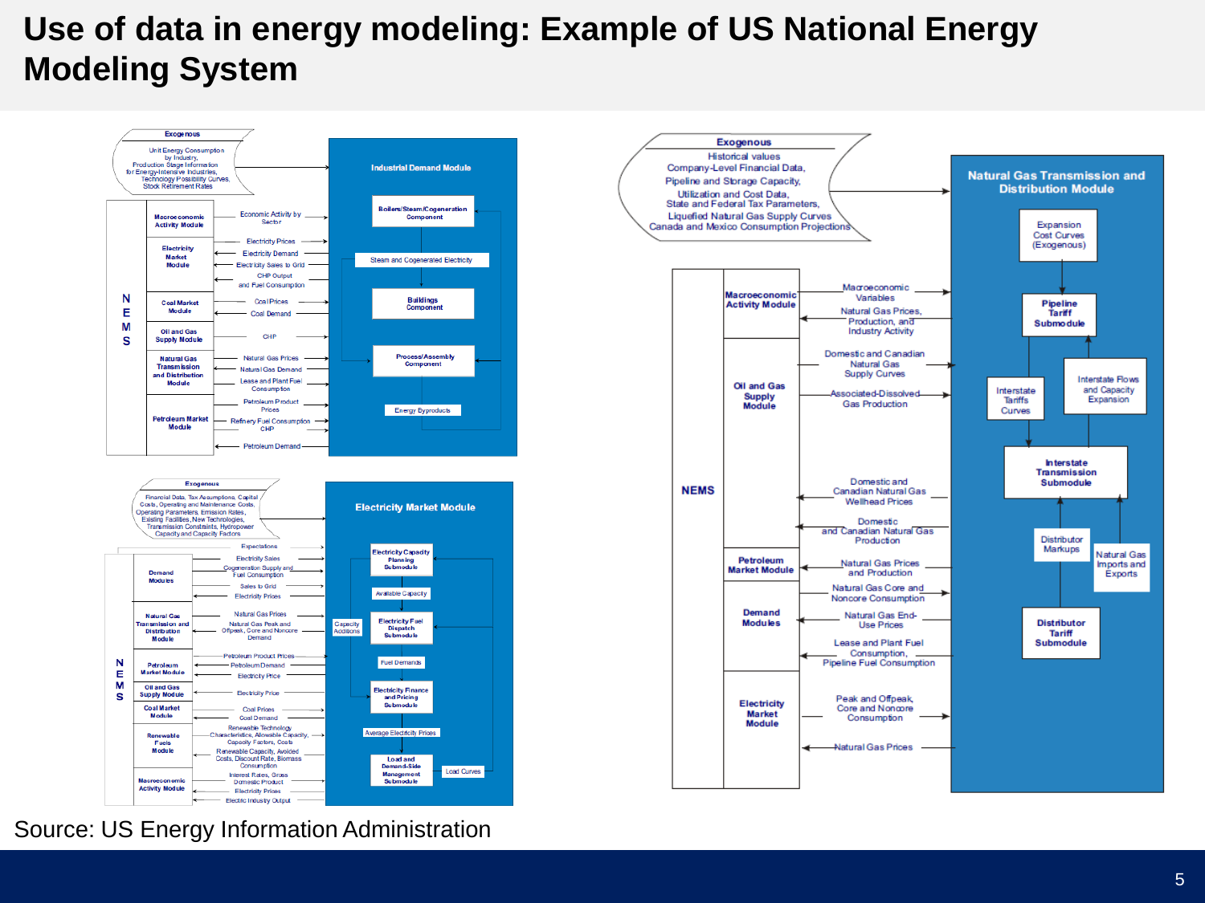# Use of data in energy modeling: Example of US National Energy Modeling System

**Industrial Demand Module**

Exogenous: Unit Energy Consumption by Industry, Production Stage Information for Energy-Intensive Industries, Technology Possibility Curves, Stock Retirement Rates

NEMS:
- Macroeconomic Activity Module — Economic Activity by Sector
- Electricity Market Module — Electricity Prices; Electricity Demand; Electricity Sales to Grid; CHP Output and Fuel Consumption
- Coal Market Module — Coal Prices; Coal Demand
- Oil and Gas Supply Module — CHP
- Natural Gas Transmission and Distribution Module — Natural Gas Prices; Natural Gas Demand; Lease and Plant Fuel Consumption
- Petroleum Market Module — Petroleum Product Prices; Refinery Fuel Consumption CHP; Petroleum Demand

Industrial Demand Module components: Boilers/Steam/Cogeneration Component; Steam and Cogenerated Electricity; Buildings Component; Process/Assembly Component; Energy Byproducts

**Electricity Market Module**

Exogenous: Financial Data, Tax Assumptions, Capital Costs, Operating and Maintenance Costs, Operating Parameters, Emission Rates, Existing Facilities, New Technologies, Transmission Constraints, Hydropower Capacity and Capacity Factors

NEMS:
- Expectations
- Demand Modules — Electricity Sales; Cogeneration Supply and Fuel Consumption; Sales to Grid; Electricity Prices
- Natural Gas Transmission and Distribution Module — Natural Gas Prices; Natural Gas Peak and Offpeak, Core and Noncore Demand
- Petroleum Market Module — Petroleum Product Prices; Petroleum Demand; Electricity Price
- Oil and Gas Supply Module — Electricity Price
- Coal Market Module — Coal Prices; Coal Demand
- Renewable Fuels Module — Renewable Technology Characteristics, Allowable Capacity, Capacity Factors, Costs; Renewable Capacity, Avoided Costs, Discount Rate, Biomass Consumption
- Macroeconomic Activity Module — Interest Rates, Gross Domestic Product; Electricity Prices; Electric Industry Output

Electricity Market Module components: Electricity Capacity Planning Submodule; Available Capacity; Capacity Additions; Electricity Fuel Dispatch Submodule; Fuel Demands; Electricity Finance and Pricing Submodule; Average Electricity Prices; Load and Demand-Side Management Submodule; Load Curves

**Natural Gas Transmission and Distribution Module**

Exogenous: Historical values, Company-Level Financial Data, Pipeline and Storage Capacity, Utilization and Cost Data, State and Federal Tax Parameters, Liquefied Natural Gas Supply Curves, Canada and Mexico Consumption Projections

NEMS:
- Macroeconomic Activity Module — Macroeconomic Variables; Natural Gas Prices, Production, and Industry Activity
- Oil and Gas Supply Module — Domestic and Canadian Natural Gas Supply Curves; Associated-Dissolved Gas Production; Domestic and Canadian Natural Gas Wellhead Prices; Domestic and Canadian Natural Gas Production
- Petroleum Market Module — Natural Gas Prices and Production; Natural Gas Core and Noncore Consumption
- Demand Modules — Natural Gas End-Use Prices; Lease and Plant Fuel Consumption, Pipeline Fuel Consumption
- Electricity Market Module — Peak and Offpeak, Core and Noncore Consumption; Natural Gas Prices

Natural Gas Transmission and Distribution Module components: Expansion Cost Curves (Exogenous); Pipeline Tariff Submodule; Interstate Tariffs Curves; Interstate Flows and Capacity Expansion; Interstate Transmission Submodule; Distributor Markups; Natural Gas Imports and Exports; Distributor Tariff Submodule

Source: US Energy Information Administration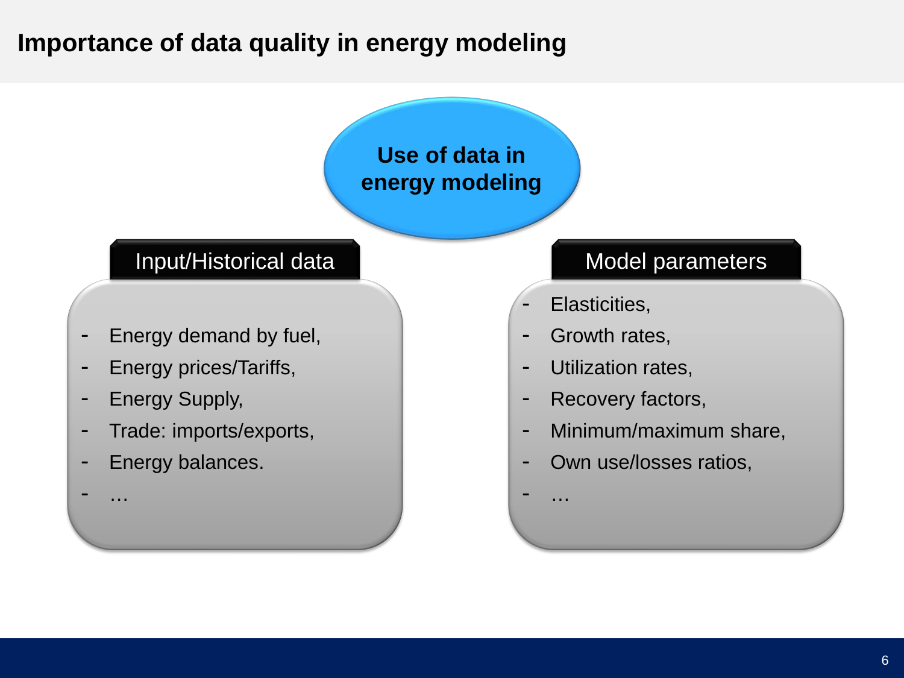# Importance of data quality in energy modeling

**Use of data in energy modeling**

### Input/Historical data

- Energy demand by fuel,
- Energy prices/Tariffs,
- Energy Supply,
- Trade: imports/exports,
- Energy balances.
- …

### Model parameters

- Elasticities,
- Growth rates,
- Utilization rates,
- Recovery factors,
- Minimum/maximum share,
- Own use/losses ratios,
- …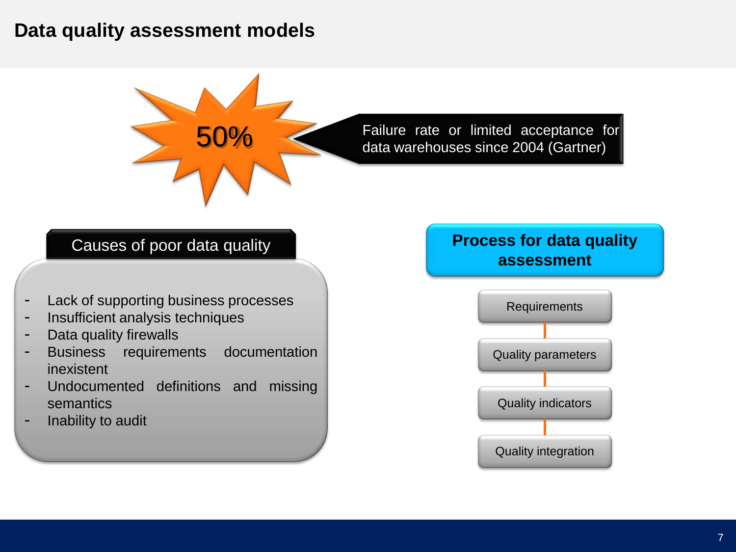# Data quality assessment models

**50%**

Failure rate or limited acceptance for data warehouses since 2004 (Gartner)

## Causes of poor data quality

- Lack of supporting business processes
- Insufficient analysis techniques
- Data quality firewalls
- Business requirements documentation inexistent
- Undocumented definitions and missing semantics
- Inability to audit

## Process for data quality assessment

1. Requirements
2. Quality parameters
3. Quality indicators
4. Quality integration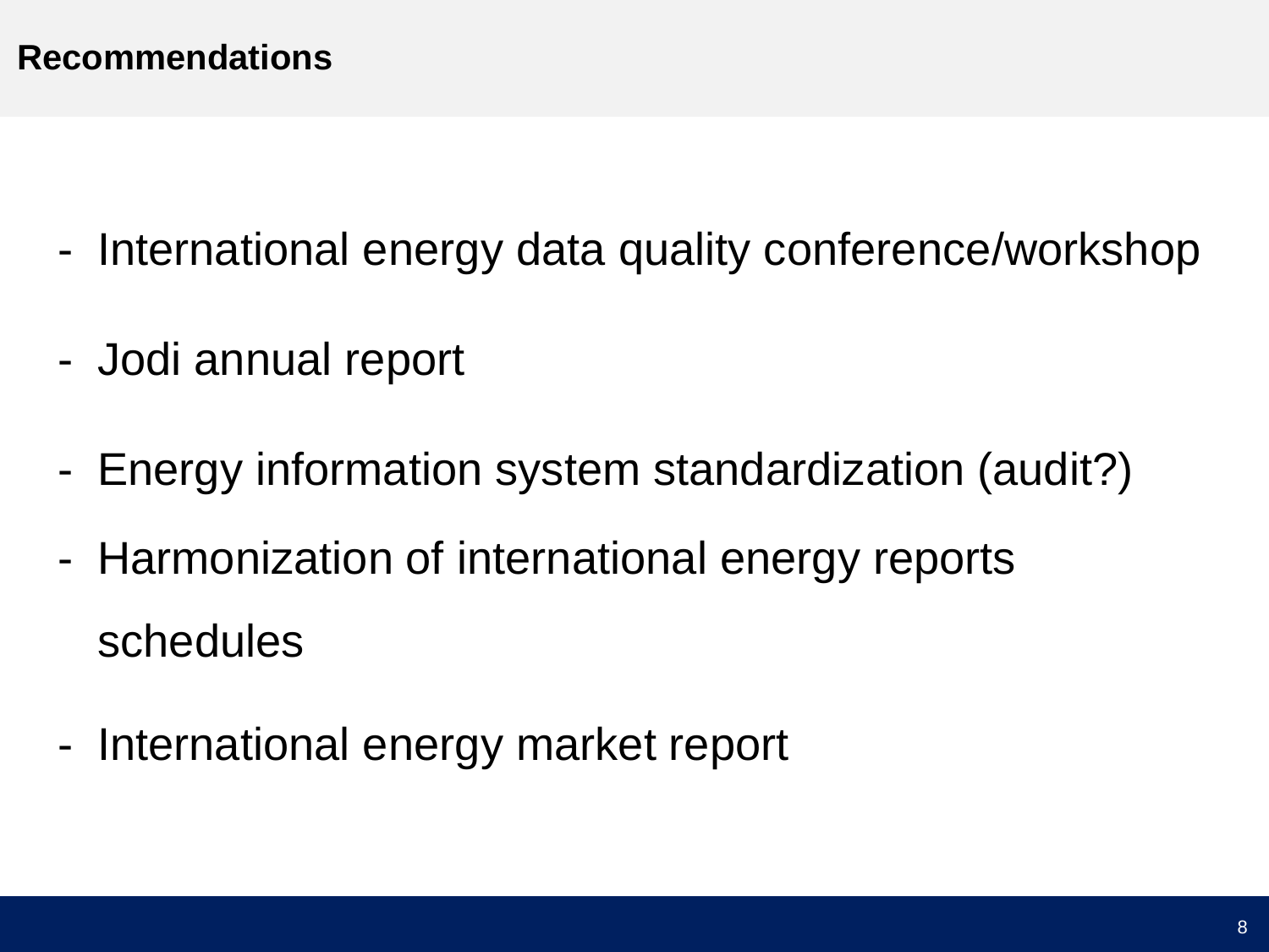## Recommendations

- International energy data quality conference/workshop
- Jodi annual report
- Energy information system standardization (audit?)
- Harmonization of international energy reports schedules
- International energy market report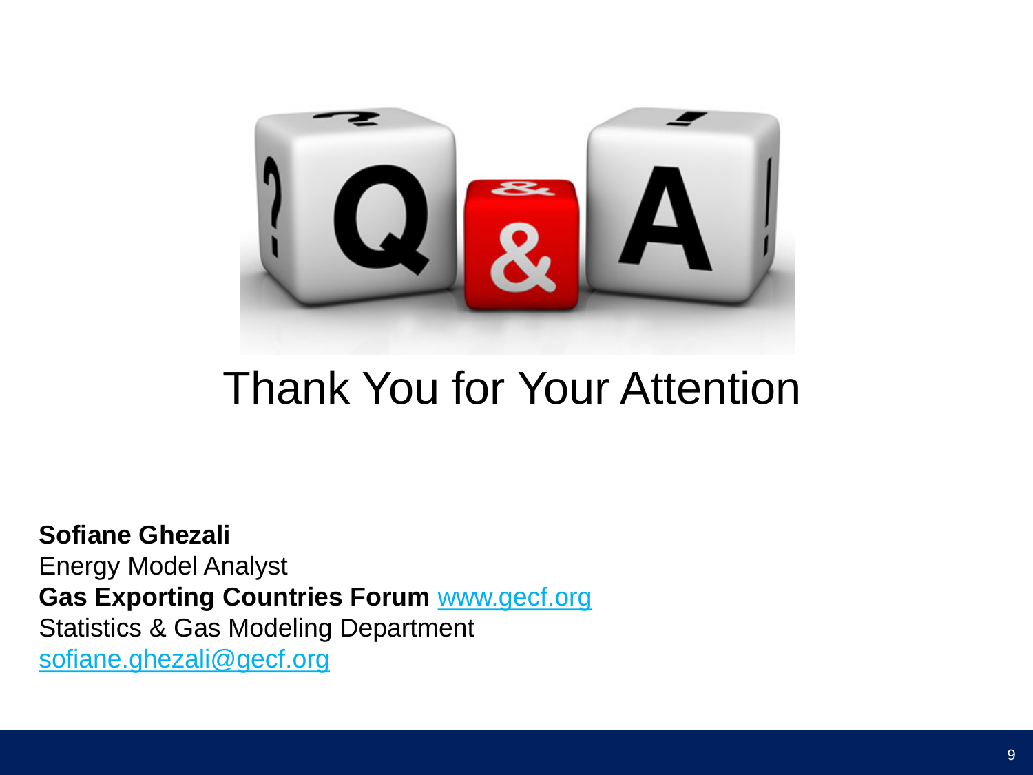Thank You for Your Attention

**Sofiane Ghezali**
Energy Model Analyst
**Gas Exporting Countries Forum** www.gecf.org
Statistics & Gas Modeling Department
sofiane.ghezali@gecf.org